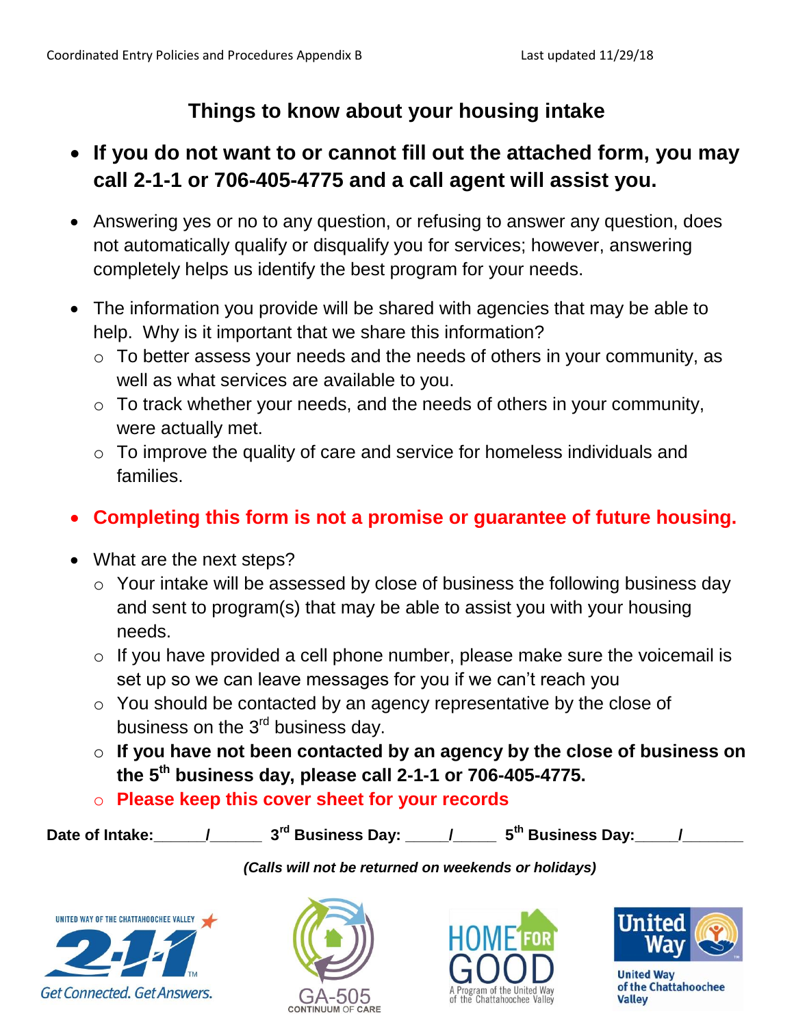# Things to know about your housing intake

- **If you do not want to or cannot fill out the attached form, you may call 2-1-1 or 706-405-4775 and a call agent will assist you.**
- Answering yes or no to any question, or refusing to answer any question, does not automatically qualify or disqualify you for services; however, answering completely helps us identify the best program for your needs.
- The information you provide will be shared with agencies that may be able to help. Why is it important that we share this information?
  - To better assess your needs and the needs of others in your community, as well as what services are available to you.
  - To track whether your needs, and the needs of others in your community, were actually met.
  - To improve the quality of care and service for homeless individuals and families.
- **Completing this form is not a promise or guarantee of future housing.**
- What are the next steps?
  - Your intake will be assessed by close of business the following business day and sent to program(s) that may be able to assist you with your housing needs.
  - If you have provided a cell phone number, please make sure the voicemail is set up so we can leave messages for you if we can't reach you
  - You should be contacted by an agency representative by the close of business on the 3rd business day.
  - **If you have not been contacted by an agency by the close of business on the 5th business day, please call 2-1-1 or 706-405-4775.**
  - **Please keep this cover sheet for your records**

**Date of Intake:\_\_\_\_\_\_/\_\_\_\_\_\_ 3rd Business Day: \_\_\_\_\_/\_\_\_\_\_ 5th Business Day:\_\_\_\_\_/\_\_\_\_\_\_\_**

***(Calls will not be returned on weekends or holidays)***

UNITED WAY OF THE CHATTAHOOCHEE VALLEY 2-1-1 Get Connected. Get Answers. | GA-505 CONTINUUM OF CARE | HOME FOR GOOD A Program of the United Way of the Chattahoochee Valley | United Way of the Chattahoochee Valley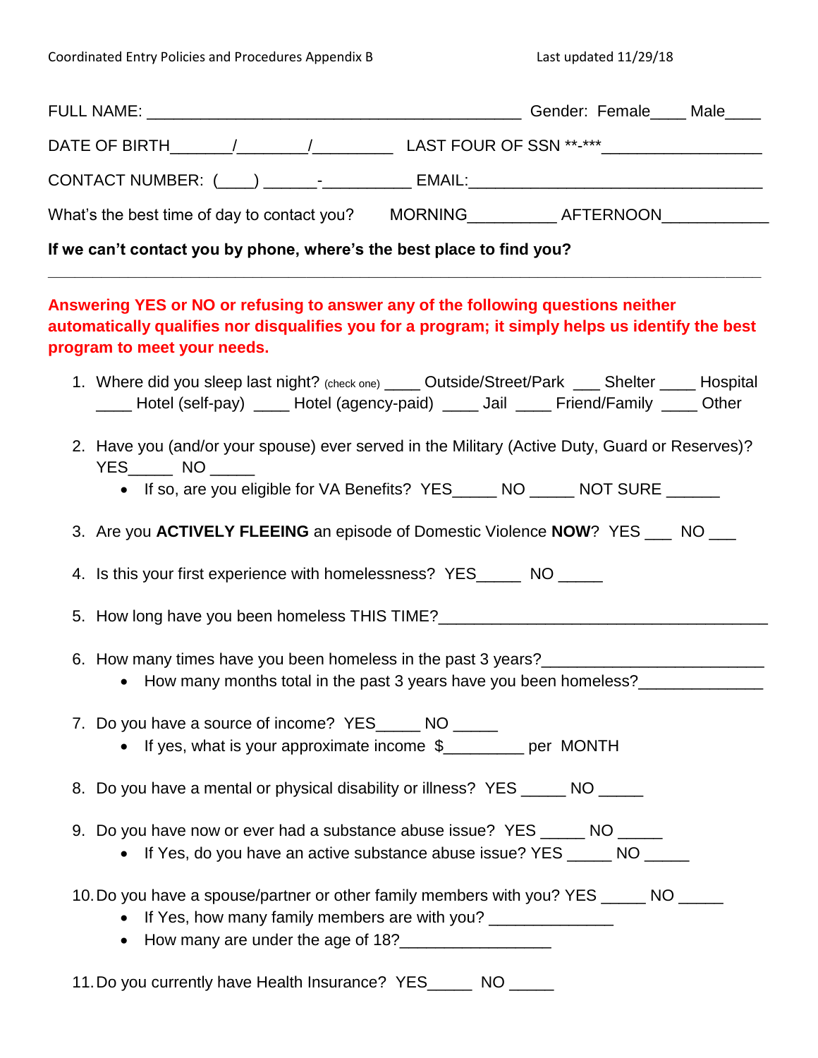FULL NAME: ___________________________________________ Gender: Female____ Male____

DATE OF BIRTH_______/________/_________ LAST FOUR OF SSN **-***_________________

CONTACT NUMBER: (____) ______-__________ EMAIL:__________________________________

What's the best time of day to contact you? MORNING__________ AFTERNOON____________

**If we can't contact you by phone, where's the best place to find you?**

______________________________________________________________________________

**Answering YES or NO or refusing to answer any of the following questions neither automatically qualifies nor disqualifies you for a program; it simply helps us identify the best program to meet your needs.**

1. Where did you sleep last night? (check one) ____ Outside/Street/Park ___ Shelter ____ Hospital ____ Hotel (self-pay) ____ Hotel (agency-paid) ____ Jail ____ Friend/Family ____ Other

2. Have you (and/or your spouse) ever served in the Military (Active Duty, Guard or Reserves)? YES_____ NO _____
   - If so, are you eligible for VA Benefits? YES_____ NO _____ NOT SURE ______

3. Are you **ACTIVELY FLEEING** an episode of Domestic Violence **NOW**? YES ___ NO ___

4. Is this your first experience with homelessness? YES_____ NO _____

5. How long have you been homeless THIS TIME?_____________________________________

6. How many times have you been homeless in the past 3 years?________________________
   - How many months total in the past 3 years have you been homeless?_____________

7. Do you have a source of income? YES_____ NO _____
   - If yes, what is your approximate income $_________ per MONTH

8. Do you have a mental or physical disability or illness? YES _____ NO _____

9. Do you have now or ever had a substance abuse issue? YES _____ NO _____
   - If Yes, do you have an active substance abuse issue? YES _____ NO _____

10. Do you have a spouse/partner or other family members with you? YES _____ NO _____
    - If Yes, how many family members are with you? ______________
    - How many are under the age of 18?_________________

11. Do you currently have Health Insurance? YES_____ NO _____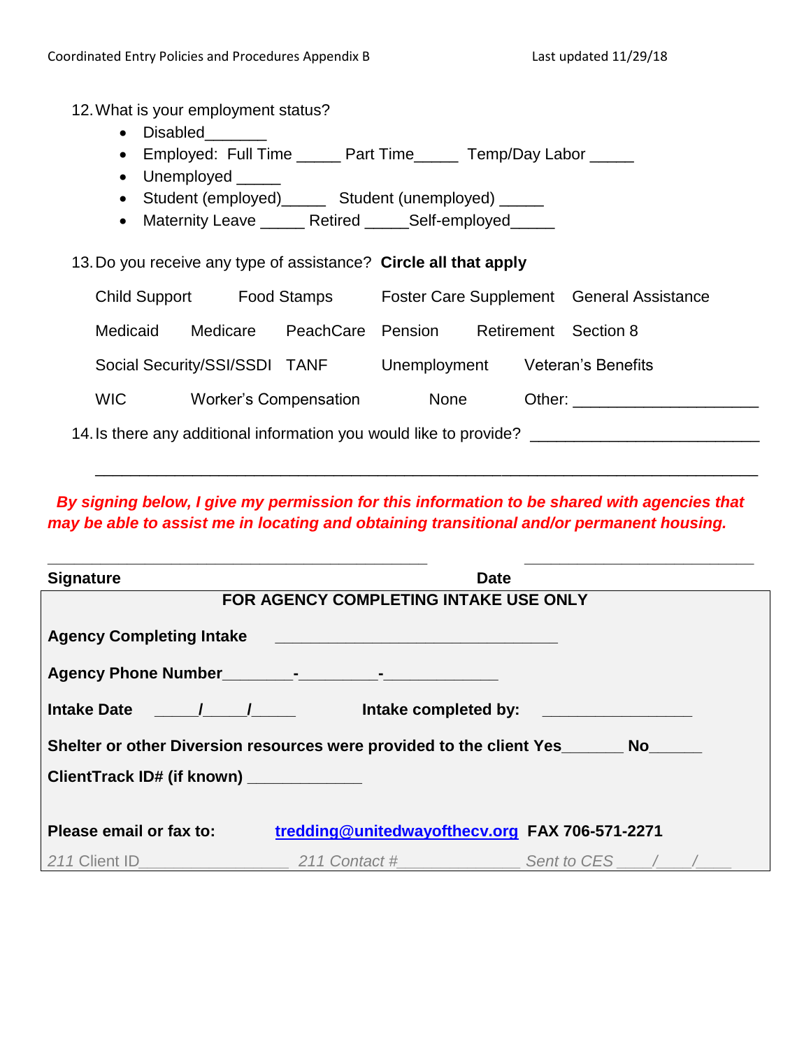12. What is your employment status?
    - Disabled_______
    - Employed: Full Time _____ Part Time_____ Temp/Day Labor _____
    - Unemployed _____
    - Student (employed)_____ Student (unemployed) _____
    - Maternity Leave _____ Retired _____Self-employed_____

13. Do you receive any type of assistance? **Circle all that apply**

| | | | |
|---|---|---|---|
| Child Support | Food Stamps | Foster Care Supplement | General Assistance |
| Medicaid | Medicare | PeachCare | Pension |
| Retirement | Section 8 | Social Security/SSI/SSDI | TANF |
| Unemployment | Veteran's Benefits | WIC | Worker's Compensation |
| None | Other: ____________________ | | |

14. Is there any additional information you would like to provide? ________________________

_______________________________________________________________________

***By signing below, I give my permission for this information to be shared with agencies that may be able to assist me in locating and obtaining transitional and/or permanent housing.***

_____________________________________________ ___________________________

**Signature** **Date**

**FOR AGENCY COMPLETING INTAKE USE ONLY**

**Agency Completing Intake** ________________________________

**Agency Phone Number**________-_________-_____________

**Intake Date** _____/_____/_____ **Intake completed by:** _________________

**Shelter or other Diversion resources were provided to the client Yes**_______ **No**______

**ClientTrack ID# (if known)** ____________

**Please email or fax to:** tredding@unitedwayofthecv.org **FAX 706-571-2271**

*211 Client ID*________________ *211 Contact #*_____________ *Sent to CES* ____/____/____